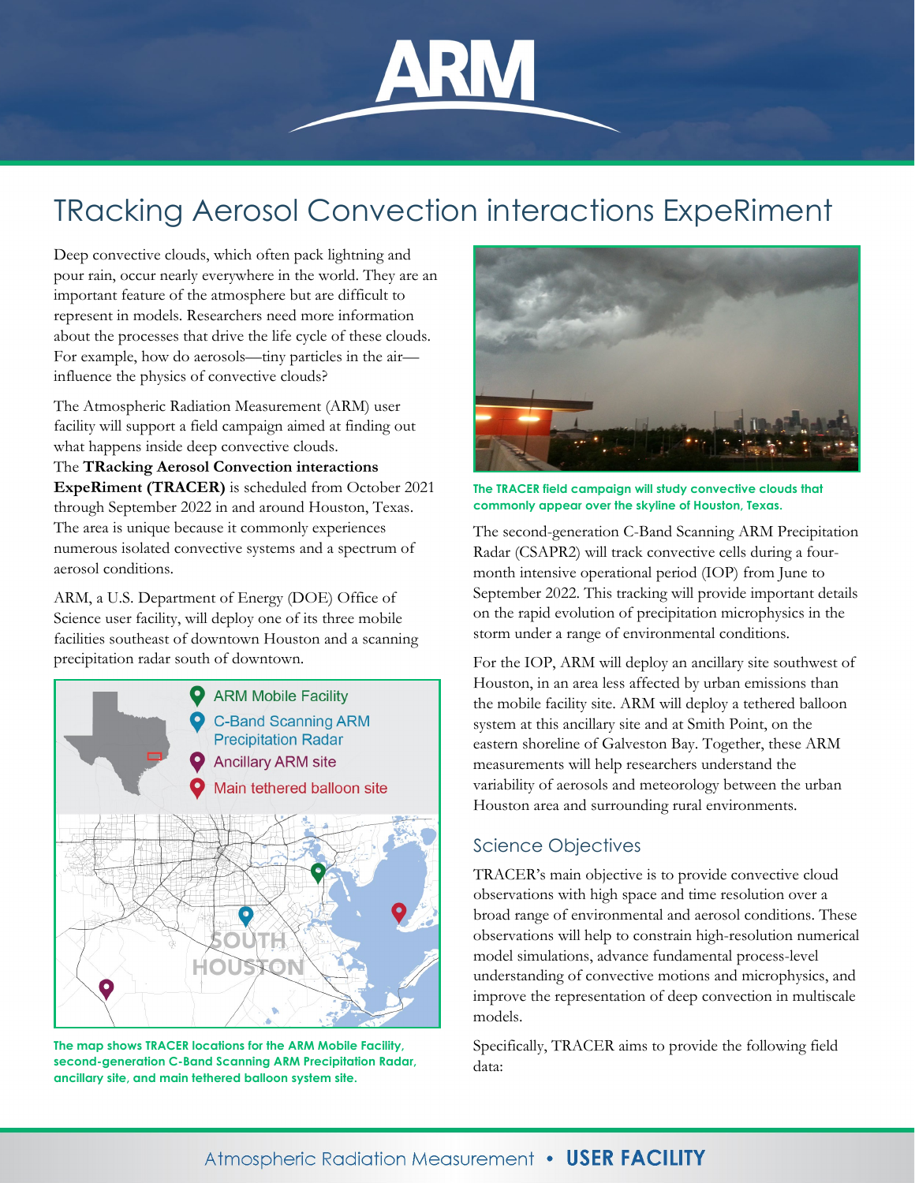# TRacking Aerosol Convection interactions ExpeRiment

Deep convective clouds, which often pack lightning and pour rain, occur nearly everywhere in the world. They are an important feature of the atmosphere but are difficult to represent in models. Researchers need more information about the processes that drive the life cycle of these clouds. For example, how do aerosols—tiny particles in the air—influence the physics of convective clouds?

The Atmospheric Radiation Measurement (ARM) user facility will support a field campaign aimed at finding out what happens inside deep convective clouds. The **TRacking Aerosol Convection interactions ExpeRiment (TRACER)** is scheduled from October 2021 through September 2022 in and around Houston, Texas. The area is unique because it commonly experiences numerous isolated convective systems and a spectrum of aerosol conditions.

ARM, a U.S. Department of Energy (DOE) Office of Science user facility, will deploy one of its three mobile facilities southeast of downtown Houston and a scanning precipitation radar south of downtown.

The map shows TRACER locations for the ARM Mobile Facility, second-generation C-Band Scanning ARM Precipitation Radar, ancillary site, and main tethered balloon system site.

The TRACER field campaign will study convective clouds that commonly appear over the skyline of Houston, Texas.

The second-generation C-Band Scanning ARM Precipitation Radar (CSAPR2) will track convective cells during a four-month intensive operational period (IOP) from June to September 2022. This tracking will provide important details on the rapid evolution of precipitation microphysics in the storm under a range of environmental conditions.

For the IOP, ARM will deploy an ancillary site southwest of Houston, in an area less affected by urban emissions than the mobile facility site. ARM will deploy a tethered balloon system at this ancillary site and at Smith Point, on the eastern shoreline of Galveston Bay. Together, these ARM measurements will help researchers understand the variability of aerosols and meteorology between the urban Houston area and surrounding rural environments.

## Science Objectives

TRACER's main objective is to provide convective cloud observations with high space and time resolution over a broad range of environmental and aerosol conditions. These observations will help to constrain high-resolution numerical model simulations, advance fundamental process-level understanding of convective motions and microphysics, and improve the representation of deep convection in multiscale models.

Specifically, TRACER aims to provide the following field data: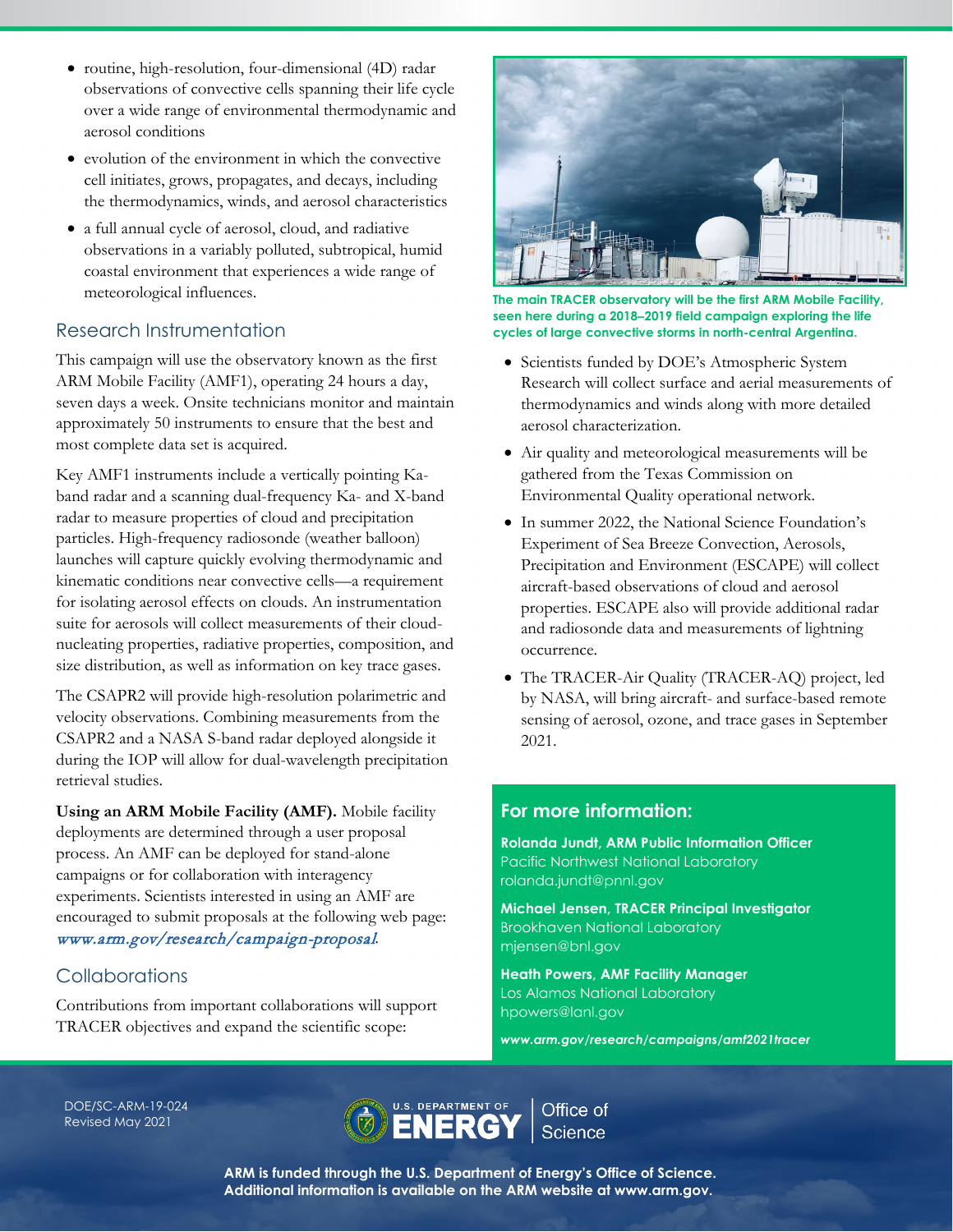- routine, high-resolution, four-dimensional (4D) radar observations of convective cells spanning their life cycle over a wide range of environmental thermodynamic and aerosol conditions
- evolution of the environment in which the convective cell initiates, grows, propagates, and decays, including the thermodynamics, winds, and aerosol characteristics
- a full annual cycle of aerosol, cloud, and radiative observations in a variably polluted, subtropical, humid coastal environment that experiences a wide range of meteorological influences.

## Research Instrumentation

This campaign will use the observatory known as the first ARM Mobile Facility (AMF1), operating 24 hours a day, seven days a week. Onsite technicians monitor and maintain approximately 50 instruments to ensure that the best and most complete data set is acquired.

Key AMF1 instruments include a vertically pointing Ka-band radar and a scanning dual-frequency Ka- and X-band radar to measure properties of cloud and precipitation particles. High-frequency radiosonde (weather balloon) launches will capture quickly evolving thermodynamic and kinematic conditions near convective cells—a requirement for isolating aerosol effects on clouds. An instrumentation suite for aerosols will collect measurements of their cloud-nucleating properties, radiative properties, composition, and size distribution, as well as information on key trace gases.

The CSAPR2 will provide high-resolution polarimetric and velocity observations. Combining measurements from the CSAPR2 and a NASA S-band radar deployed alongside it during the IOP will allow for dual-wavelength precipitation retrieval studies.

**Using an ARM Mobile Facility (AMF).** Mobile facility deployments are determined through a user proposal process. An AMF can be deployed for stand-alone campaigns or for collaboration with interagency experiments. Scientists interested in using an AMF are encouraged to submit proposals at the following web page: *www.arm.gov/research/campaign-proposal*.

## Collaborations

Contributions from important collaborations will support TRACER objectives and expand the scientific scope:

**The main TRACER observatory will be the first ARM Mobile Facility, seen here during a 2018–2019 field campaign exploring the life cycles of large convective storms in north-central Argentina.**

- Scientists funded by DOE's Atmospheric System Research will collect surface and aerial measurements of thermodynamics and winds along with more detailed aerosol characterization.
- Air quality and meteorological measurements will be gathered from the Texas Commission on Environmental Quality operational network.
- In summer 2022, the National Science Foundation's Experiment of Sea Breeze Convection, Aerosols, Precipitation and Environment (ESCAPE) will collect aircraft-based observations of cloud and aerosol properties. ESCAPE also will provide additional radar and radiosonde data and measurements of lightning occurrence.
- The TRACER-Air Quality (TRACER-AQ) project, led by NASA, will bring aircraft- and surface-based remote sensing of aerosol, ozone, and trace gases in September 2021.

## For more information:

**Rolanda Jundt, ARM Public Information Officer**
Pacific Northwest National Laboratory
rolanda.jundt@pnnl.gov

**Michael Jensen, TRACER Principal Investigator**
Brookhaven National Laboratory
mjensen@bnl.gov

**Heath Powers, AMF Facility Manager**
Los Alamos National Laboratory
hpowers@lanl.gov

***www.arm.gov/research/campaigns/amf2021tracer***

DOE/SC-ARM-19-024
Revised May 2021

U.S. DEPARTMENT OF ENERGY | Office of Science

**ARM is funded through the U.S. Department of Energy's Office of Science. Additional information is available on the ARM website at www.arm.gov.**